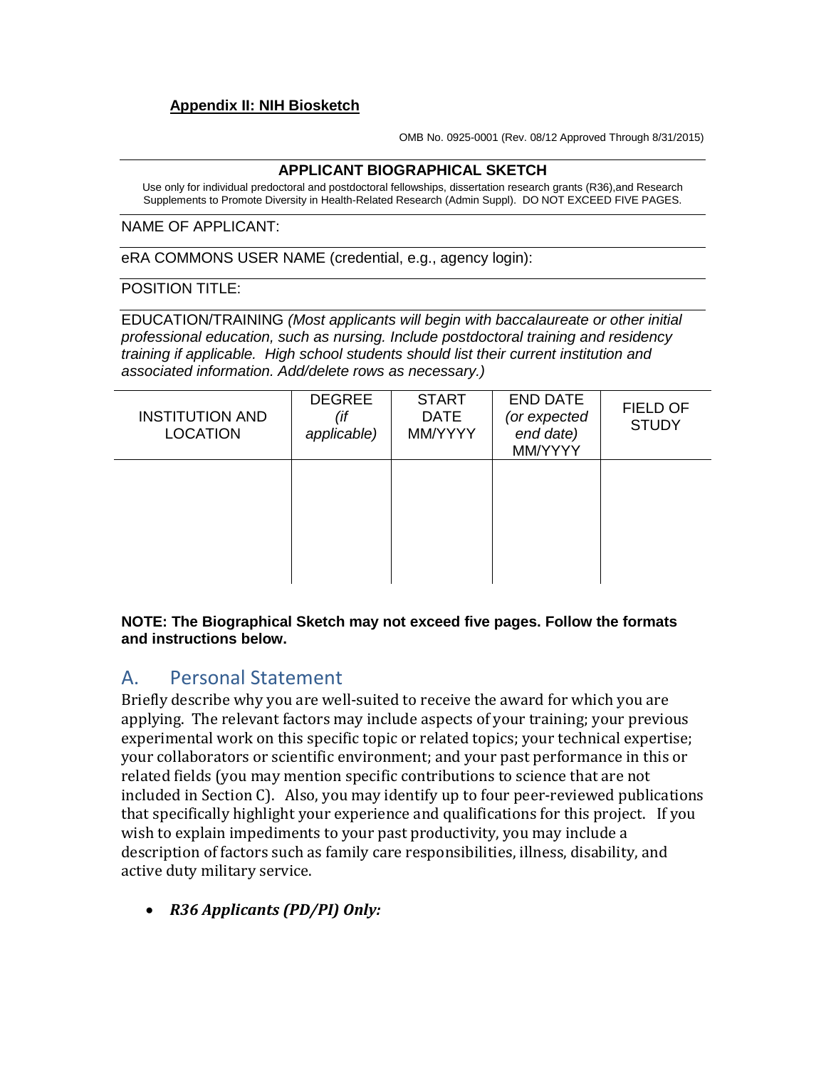## Appendix II: NIH Biosketch

OMB No. 0925-0001 (Rev. 08/12 Approved Through 8/31/2015)

---

**APPLICANT BIOGRAPHICAL SKETCH**

Use only for individual predoctoral and postdoctoral fellowships, dissertation research grants (R36),and Research Supplements to Promote Diversity in Health-Related Research (Admin Suppl). DO NOT EXCEED FIVE PAGES.

---

NAME OF APPLICANT:

eRA COMMONS USER NAME (credential, e.g., agency login):

POSITION TITLE:

EDUCATION/TRAINING *(Most applicants will begin with baccalaureate or other initial professional education, such as nursing. Include postdoctoral training and residency training if applicable. High school students should list their current institution and associated information. Add/delete rows as necessary.)*

| INSTITUTION AND LOCATION | DEGREE *(if applicable)* | START DATE MM/YYYY | END DATE *(or expected end date)* MM/YYYY | FIELD OF STUDY |
|---|---|---|---|---|
| | | | | |

**NOTE: The Biographical Sketch may not exceed five pages. Follow the formats and instructions below.**

## A. Personal Statement

Briefly describe why you are well-suited to receive the award for which you are applying. The relevant factors may include aspects of your training; your previous experimental work on this specific topic or related topics; your technical expertise; your collaborators or scientific environment; and your past performance in this or related fields (you may mention specific contributions to science that are not included in Section C). Also, you may identify up to four peer-reviewed publications that specifically highlight your experience and qualifications for this project. If you wish to explain impediments to your past productivity, you may include a description of factors such as family care responsibilities, illness, disability, and active duty military service.

- ***R36 Applicants (PD/PI) Only:***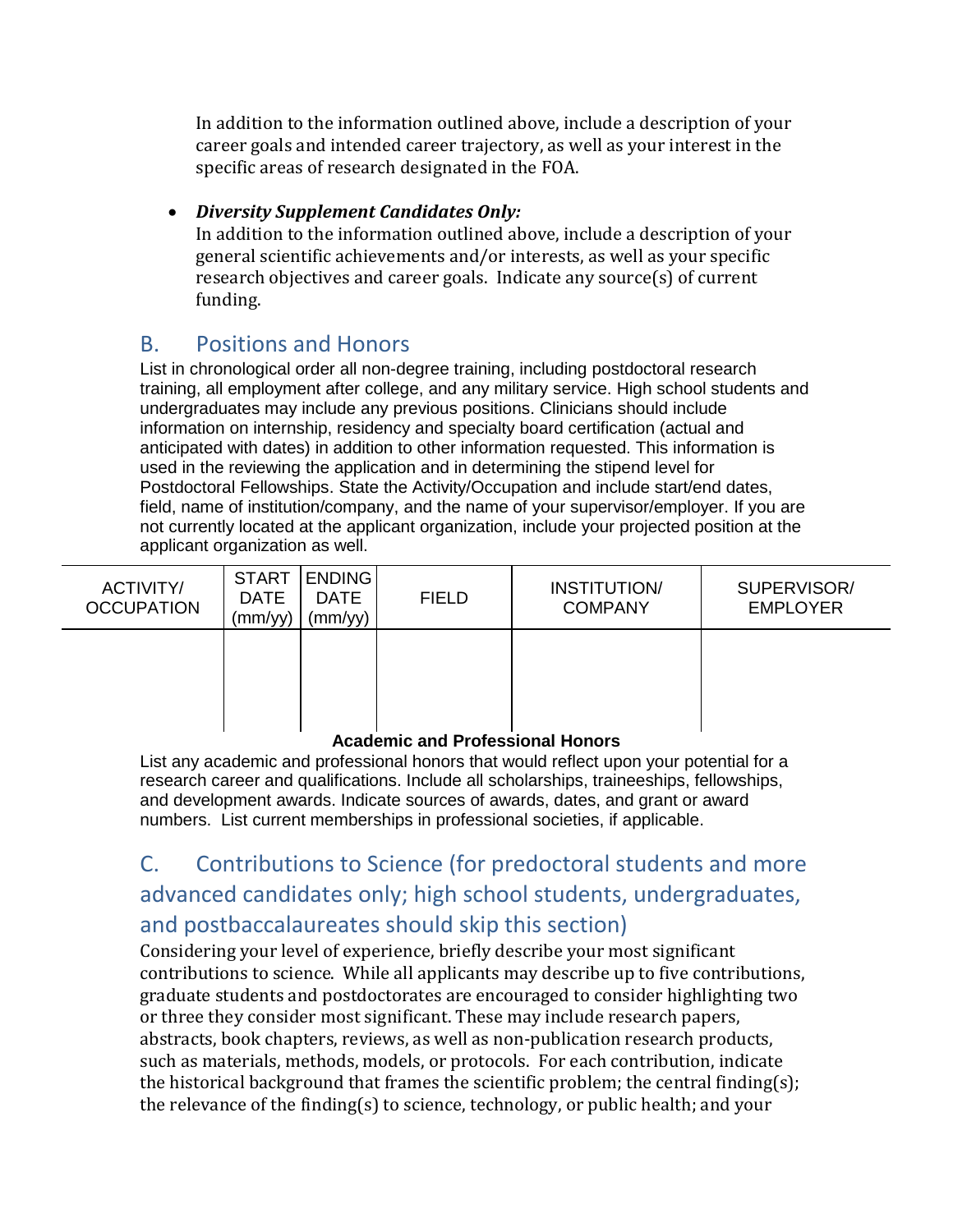In addition to the information outlined above, include a description of your career goals and intended career trajectory, as well as your interest in the specific areas of research designated in the FOA.

- ***Diversity Supplement Candidates Only:***
  In addition to the information outlined above, include a description of your general scientific achievements and/or interests, as well as your specific research objectives and career goals. Indicate any source(s) of current funding.

## B. Positions and Honors

List in chronological order all non-degree training, including postdoctoral research training, all employment after college, and any military service. High school students and undergraduates may include any previous positions. Clinicians should include information on internship, residency and specialty board certification (actual and anticipated with dates) in addition to other information requested. This information is used in the reviewing the application and in determining the stipend level for Postdoctoral Fellowships. State the Activity/Occupation and include start/end dates, field, name of institution/company, and the name of your supervisor/employer. If you are not currently located at the applicant organization, include your projected position at the applicant organization as well.

| ACTIVITY/ OCCUPATION | START DATE (mm/yy) | ENDING DATE (mm/yy) | FIELD | INSTITUTION/ COMPANY | SUPERVISOR/ EMPLOYER |
|---|---|---|---|---|---|
| | | | | | |

**Academic and Professional Honors**

List any academic and professional honors that would reflect upon your potential for a research career and qualifications. Include all scholarships, traineeships, fellowships, and development awards. Indicate sources of awards, dates, and grant or award numbers. List current memberships in professional societies, if applicable.

## C. Contributions to Science (for predoctoral students and more advanced candidates only; high school students, undergraduates, and postbaccalaureates should skip this section)

Considering your level of experience, briefly describe your most significant contributions to science. While all applicants may describe up to five contributions, graduate students and postdoctorates are encouraged to consider highlighting two or three they consider most significant. These may include research papers, abstracts, book chapters, reviews, as well as non-publication research products, such as materials, methods, models, or protocols. For each contribution, indicate the historical background that frames the scientific problem; the central finding(s); the relevance of the finding(s) to science, technology, or public health; and your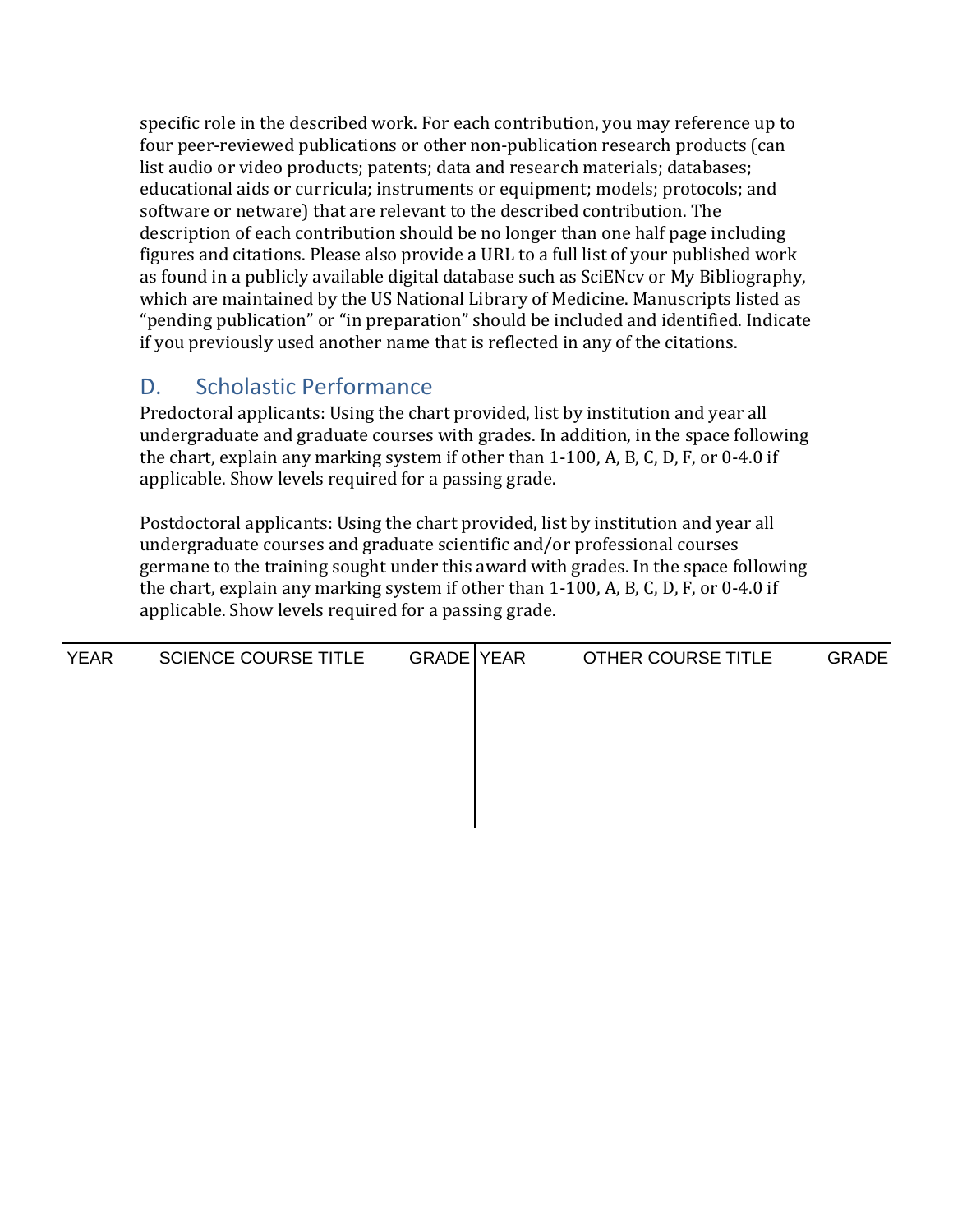specific role in the described work. For each contribution, you may reference up to four peer-reviewed publications or other non-publication research products (can list audio or video products; patents; data and research materials; databases; educational aids or curricula; instruments or equipment; models; protocols; and software or netware) that are relevant to the described contribution. The description of each contribution should be no longer than one half page including figures and citations. Please also provide a URL to a full list of your published work as found in a publicly available digital database such as SciENcv or My Bibliography, which are maintained by the US National Library of Medicine. Manuscripts listed as "pending publication" or "in preparation" should be included and identified. Indicate if you previously used another name that is reflected in any of the citations.

## D. Scholastic Performance

Predoctoral applicants: Using the chart provided, list by institution and year all undergraduate and graduate courses with grades. In addition, in the space following the chart, explain any marking system if other than 1-100, A, B, C, D, F, or 0-4.0 if applicable. Show levels required for a passing grade.

Postdoctoral applicants: Using the chart provided, list by institution and year all undergraduate courses and graduate scientific and/or professional courses germane to the training sought under this award with grades. In the space following the chart, explain any marking system if other than 1-100, A, B, C, D, F, or 0-4.0 if applicable. Show levels required for a passing grade.

| YEAR | SCIENCE COURSE TITLE | GRADE | YEAR | OTHER COURSE TITLE | GRADE |
|---|---|---|---|---|---|
| | | | | | |